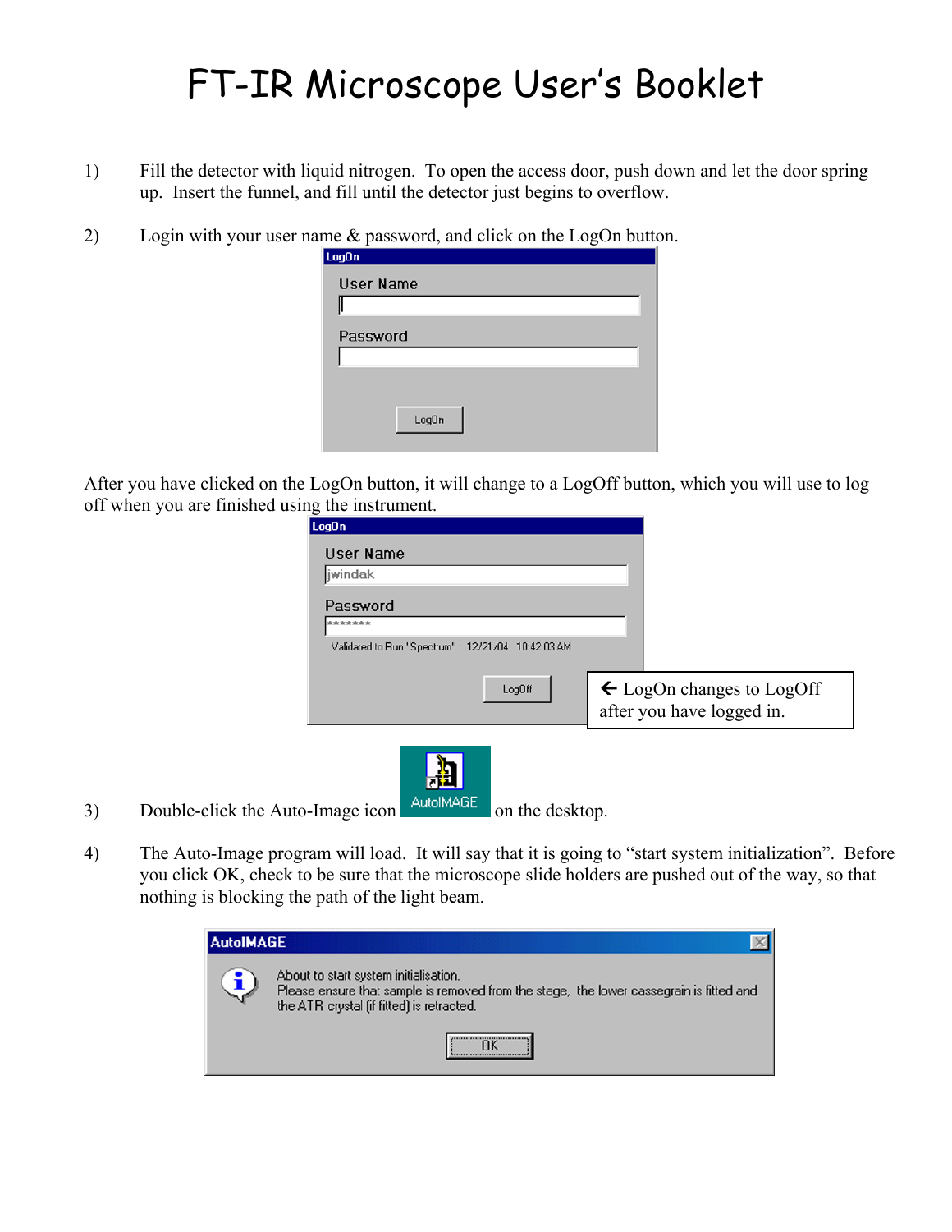# FT-IR Microscope User's Booklet

1) Fill the detector with liquid nitrogen. To open the access door, push down and let the door spring up. Insert the funnel, and fill until the detector just begins to overflow.

2) Login with your user name & password, and click on the LogOn button.

LogOn

User Name

Password

LogOn

After you have clicked on the LogOn button, it will change to a LogOff button, which you will use to log off when you are finished using the instrument.

LogOn

User Name

jwindak

Password

*******

Validated to Run "Spectrum" : 12/21/04 10:42:03 AM

LogOff

← LogOn changes to LogOff after you have logged in.

3) Double-click the Auto-Image icon AutoIMAGE on the desktop.

4) The Auto-Image program will load. It will say that it is going to "start system initialization". Before you click OK, check to be sure that the microscope slide holders are pushed out of the way, so that nothing is blocking the path of the light beam.

AutoIMAGE

About to start system initialisation.
Please ensure that sample is removed from the stage, the lower cassegrain is fitted and the ATR crystal (if fitted) is retracted.

OK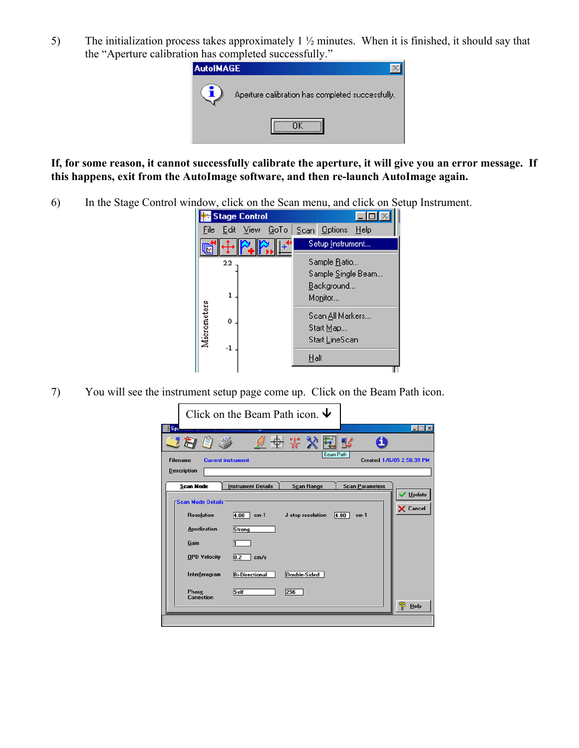5) The initialization process takes approximately 1 ½ minutes. When it is finished, it should say that the "Aperture calibration has completed successfully."

**If, for some reason, it cannot successfully calibrate the aperture, it will give you an error message. If this happens, exit from the AutoImage software, and then re-launch AutoImage again.**

6) In the Stage Control window, click on the Scan menu, and click on Setup Instrument.

7) You will see the instrument setup page come up. Click on the Beam Path icon.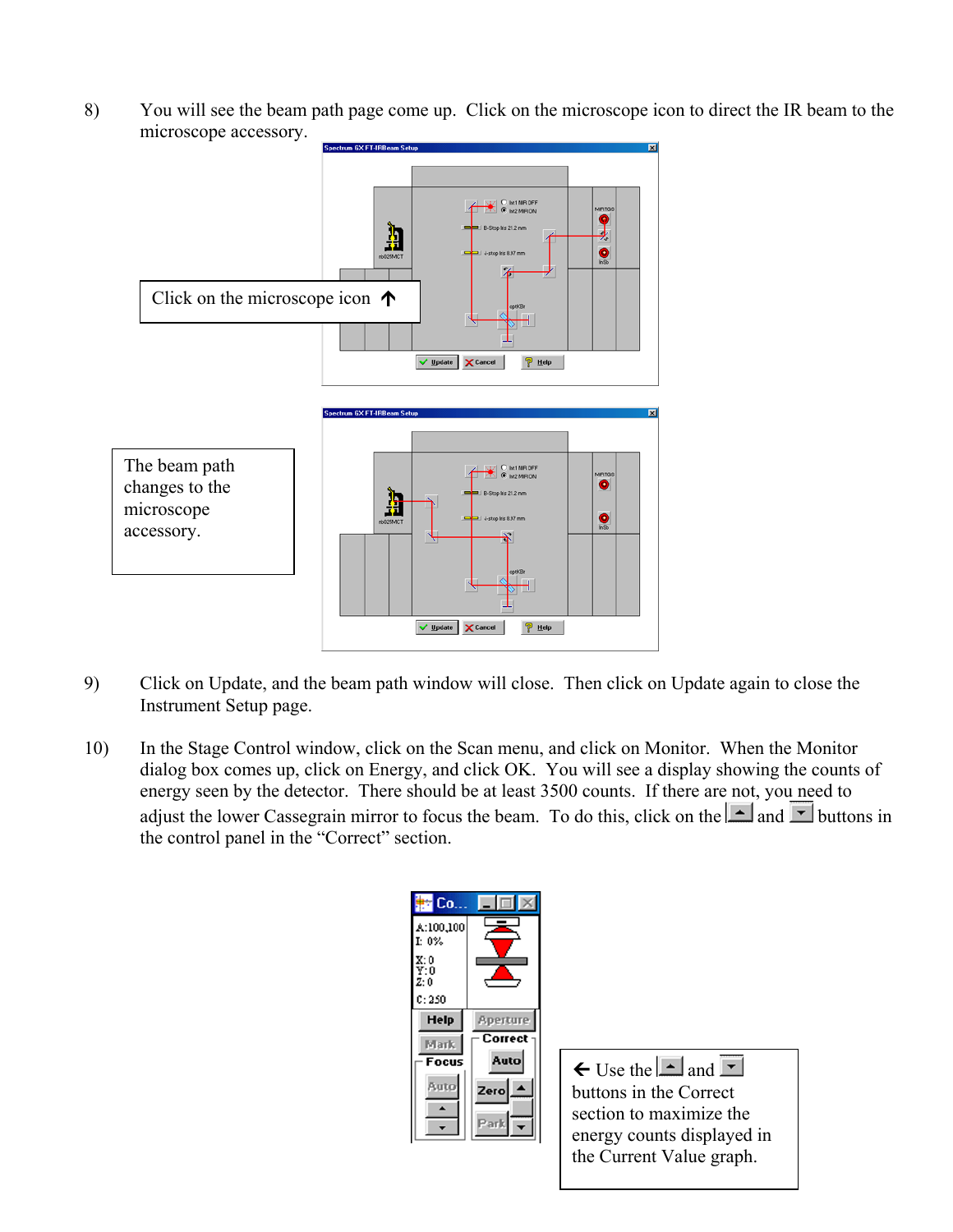8) You will see the beam path page come up. Click on the microscope icon to direct the IR beam to the microscope accessory.

Click on the microscope icon ↑

The beam path changes to the microscope accessory.

9) Click on Update, and the beam path window will close. Then click on Update again to close the Instrument Setup page.

10) In the Stage Control window, click on the Scan menu, and click on Monitor. When the Monitor dialog box comes up, click on Energy, and click OK. You will see a display showing the counts of energy seen by the detector. There should be at least 3500 counts. If there are not, you need to adjust the lower Cassegrain mirror to focus the beam. To do this, click on the ▲ and ▼ buttons in the control panel in the "Correct" section.

← Use the ▲ and ▼ buttons in the Correct section to maximize the energy counts displayed in the Current Value graph.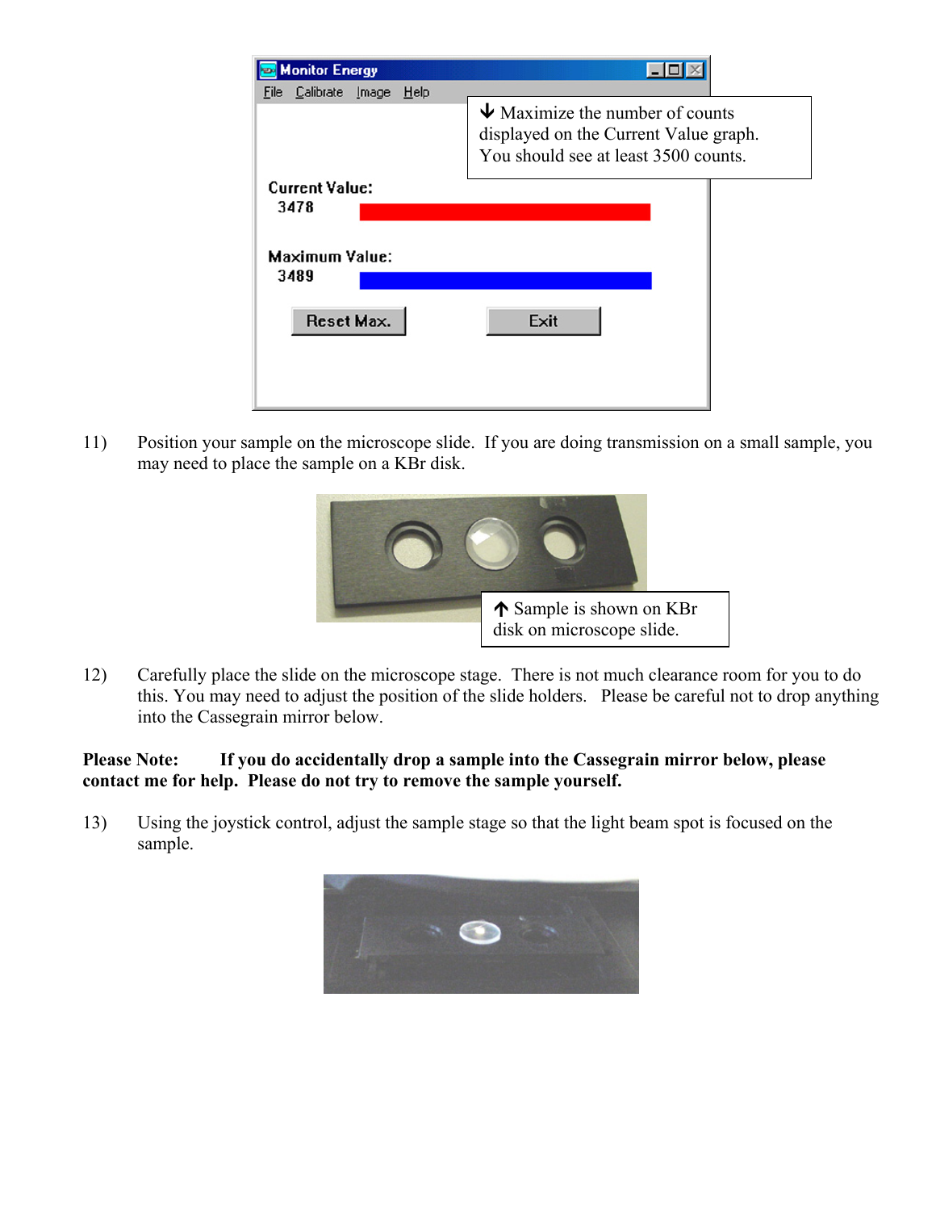Monitor Energy

File Calibrate Image Help

↓ Maximize the number of counts displayed on the Current Value graph. You should see at least 3500 counts.

Current Value:
3478

Maximum Value:
3489

Reset Max. Exit

11) Position your sample on the microscope slide. If you are doing transmission on a small sample, you may need to place the sample on a KBr disk.

↑ Sample is shown on KBr disk on microscope slide.

12) Carefully place the slide on the microscope stage. There is not much clearance room for you to do this. You may need to adjust the position of the slide holders. Please be careful not to drop anything into the Cassegrain mirror below.

**Please Note: If you do accidentally drop a sample into the Cassegrain mirror below, please contact me for help. Please do not try to remove the sample yourself.**

13) Using the joystick control, adjust the sample stage so that the light beam spot is focused on the sample.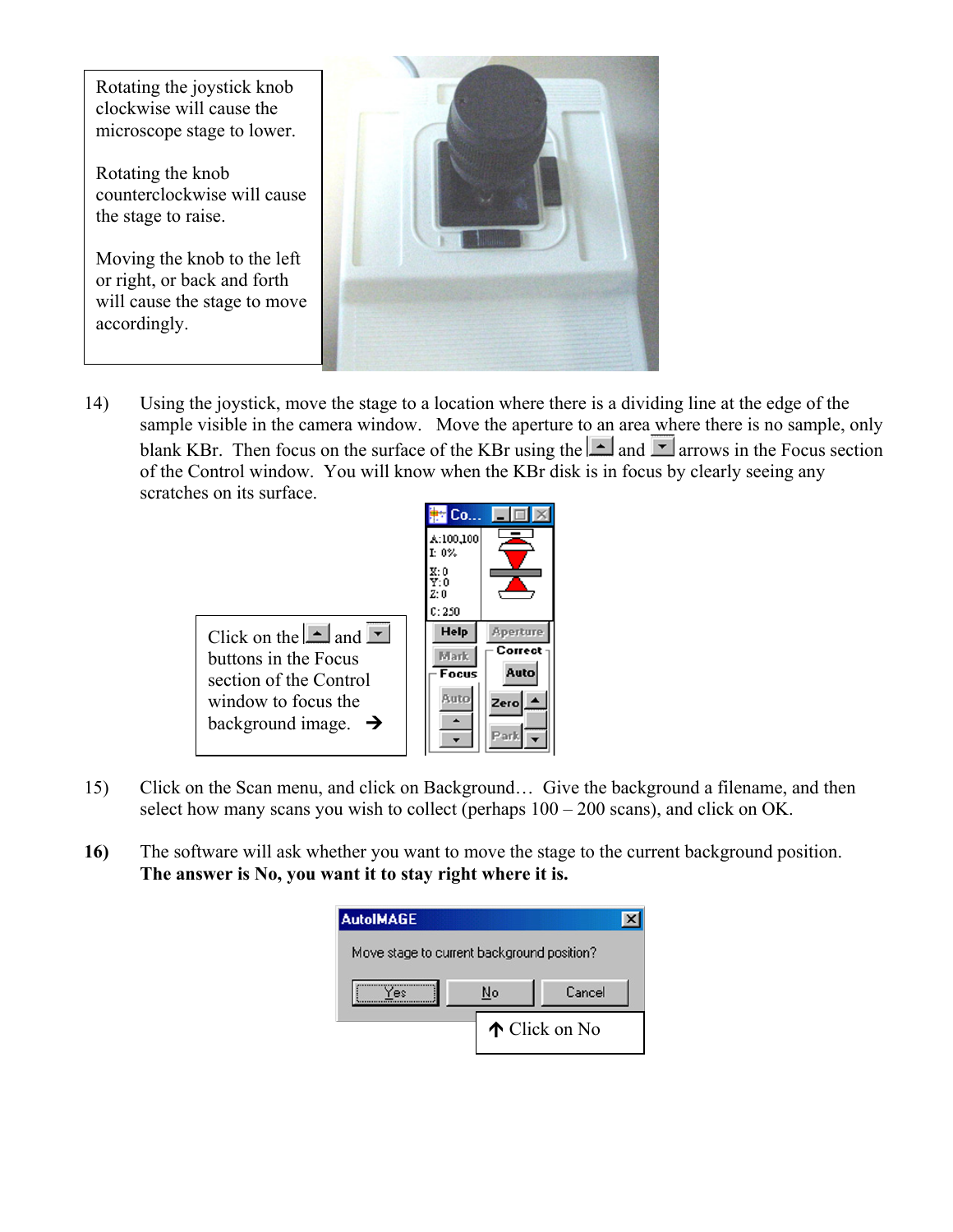Rotating the joystick knob clockwise will cause the microscope stage to lower.

Rotating the knob counterclockwise will cause the stage to raise.

Moving the knob to the left or right, or back and forth will cause the stage to move accordingly.

14) Using the joystick, move the stage to a location where there is a dividing line at the edge of the sample visible in the camera window. Move the aperture to an area where there is no sample, only blank KBr. Then focus on the surface of the KBr using the ▲ and ▼ arrows in the Focus section of the Control window. You will know when the KBr disk is in focus by clearly seeing any scratches on its surface.

Click on the ▲ and ▼ buttons in the Focus section of the Control window to focus the background image. →

15) Click on the Scan menu, and click on Background… Give the background a filename, and then select how many scans you wish to collect (perhaps 100 – 200 scans), and click on OK.

**16)** The software will ask whether you want to move the stage to the current background position. **The answer is No, you want it to stay right where it is.**

↑ Click on No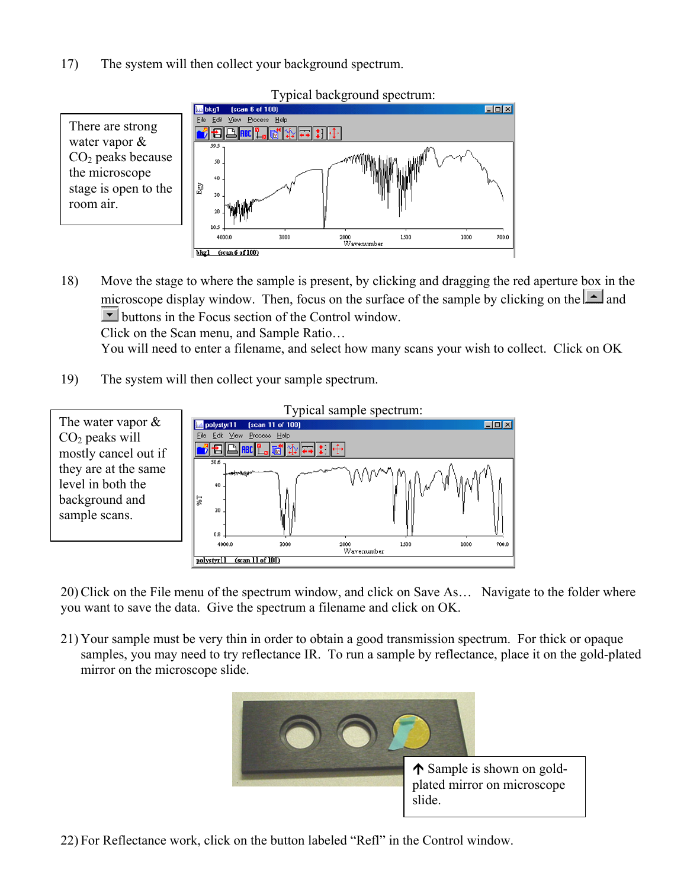17) The system will then collect your background spectrum.

Typical background spectrum:

There are strong water vapor & $CO_2$ peaks because the microscope stage is open to the room air.

18) Move the stage to where the sample is present, by clicking and dragging the red aperture box in the microscope display window. Then, focus on the surface of the sample by clicking on the ▲ and ▼ buttons in the Focus section of the Control window.
Click on the Scan menu, and Sample Ratio…
You will need to enter a filename, and select how many scans your wish to collect. Click on OK

19) The system will then collect your sample spectrum.

Typical sample spectrum:

The water vapor & $CO_2$ peaks will mostly cancel out if they are at the same level in both the background and sample scans.

20) Click on the File menu of the spectrum window, and click on Save As… Navigate to the folder where you want to save the data. Give the spectrum a filename and click on OK.

21) Your sample must be very thin in order to obtain a good transmission spectrum. For thick or opaque samples, you may need to try reflectance IR. To run a sample by reflectance, place it on the gold-plated mirror on the microscope slide.

↑ Sample is shown on gold-plated mirror on microscope slide.

22) For Reflectance work, click on the button labeled "Refl" in the Control window.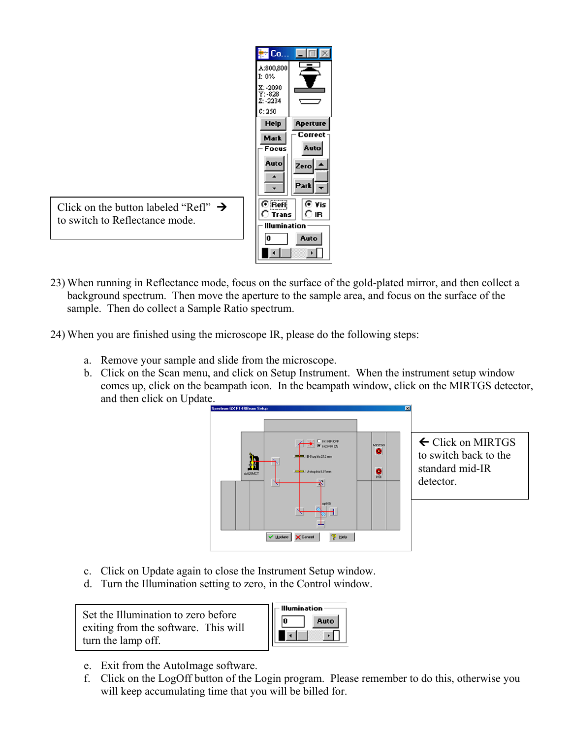Click on the button labeled "Refl" → to switch to Reflectance mode.

23) When running in Reflectance mode, focus on the surface of the gold-plated mirror, and then collect a background spectrum. Then move the aperture to the sample area, and focus on the surface of the sample. Then do collect a Sample Ratio spectrum.

24) When you are finished using the microscope IR, please do the following steps:

a. Remove your sample and slide from the microscope.
b. Click on the Scan menu, and click on Setup Instrument. When the instrument setup window comes up, click on the beampath icon. In the beampath window, click on the MIRTGS detector, and then click on Update.

← Click on MIRTGS to switch back to the standard mid-IR detector.

c. Click on Update again to close the Instrument Setup window.
d. Turn the Illumination setting to zero, in the Control window.

Set the Illumination to zero before exiting from the software. This will turn the lamp off.

e. Exit from the AutoImage software.
f. Click on the LogOff button of the Login program. Please remember to do this, otherwise you will keep accumulating time that you will be billed for.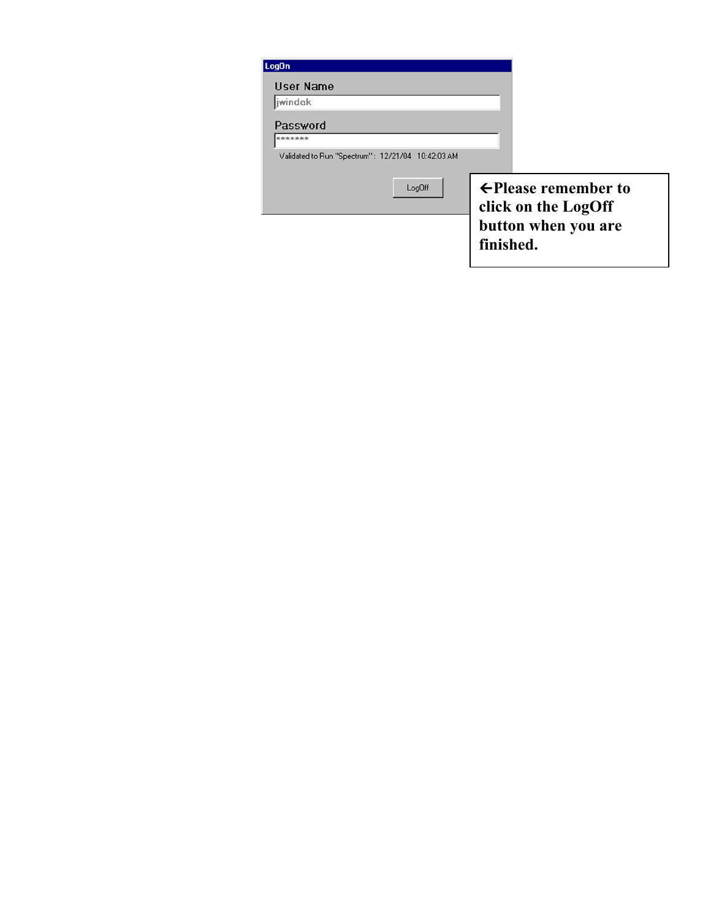LogOn

User Name

jwindak

Password

*******

Validated to Run "Spectrum" : 12/21/04 10:42:03 AM

LogOff

**←Please remember to click on the LogOff button when you are finished.**